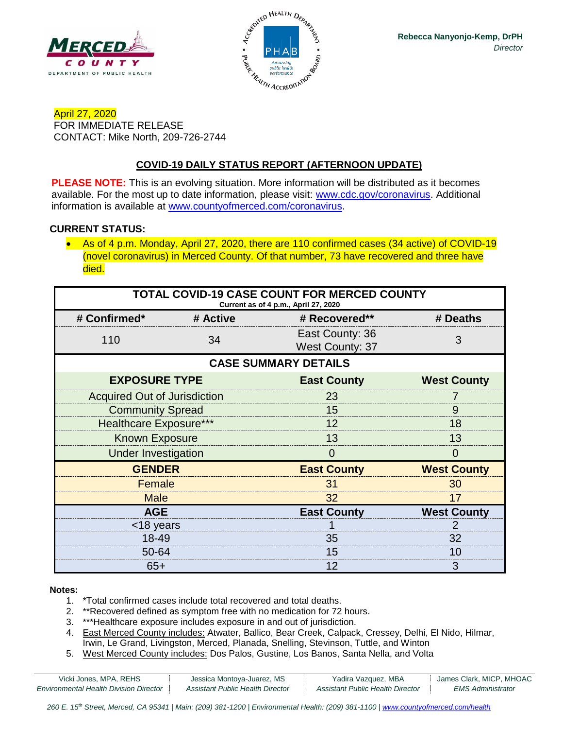**Rebecca Nanyonjo-Kemp, DrPH**
*Director*

April 27, 2020
FOR IMMEDIATE RELEASE
CONTACT: Mike North, 209-726-2744

## COVID-19 DAILY STATUS REPORT (AFTERNOON UPDATE)

**PLEASE NOTE:** This is an evolving situation. More information will be distributed as it becomes available. For the most up to date information, please visit: www.cdc.gov/coronavirus. Additional information is available at www.countyofmerced.com/coronavirus.

**CURRENT STATUS:**

- As of 4 p.m. Monday, April 27, 2020, there are 110 confirmed cases (34 active) of COVID-19 (novel coronavirus) in Merced County. Of that number, 73 have recovered and three have died.

| TOTAL COVID-19 CASE COUNT FOR MERCED COUNTY (Current as of 4 p.m., April 27, 2020) | | | |
|---|---|---|---|
| **# Confirmed*** | **# Active** | **# Recovered**** | **# Deaths** |
| 110 | 34 | East County: 36<br>West County: 37 | 3 |

| CASE SUMMARY DETAILS | | |
|---|---|---|
| **EXPOSURE TYPE** | **East County** | **West County** |
| Acquired Out of Jurisdiction | 23 | 7 |
| Community Spread | 15 | 9 |
| Healthcare Exposure*** | 12 | 18 |
| Known Exposure | 13 | 13 |
| Under Investigation | 0 | 0 |
| **GENDER** | **East County** | **West County** |
| Female | 31 | 30 |
| Male | 32 | 17 |
| **AGE** | **East County** | **West County** |
| <18 years | 1 | 2 |
| 18-49 | 35 | 32 |
| 50-64 | 15 | 10 |
| 65+ | 12 | 3 |

**Notes:**

1. *Total confirmed cases include total recovered and total deaths.
2. **Recovered defined as symptom free with no medication for 72 hours.
3. ***Healthcare exposure includes exposure in and out of jurisdiction.
4. East Merced County includes: Atwater, Ballico, Bear Creek, Calpack, Cressey, Delhi, El Nido, Hilmar, Irwin, Le Grand, Livingston, Merced, Planada, Snelling, Stevinson, Tuttle, and Winton
5. West Merced County includes: Dos Palos, Gustine, Los Banos, Santa Nella, and Volta

| Vicki Jones, MPA, REHS<br>*Environmental Health Division Director* | Jessica Montoya-Juarez, MS<br>*Assistant Public Health Director* | Yadira Vazquez, MBA<br>*Assistant Public Health Director* | James Clark, MICP, MHOAC<br>*EMS Administrator* |
|---|---|---|---|

*260 E. 15th Street, Merced, CA 95341 | Main: (209) 381-1200 | Environmental Health: (209) 381-1100 | www.countyofmerced.com/health*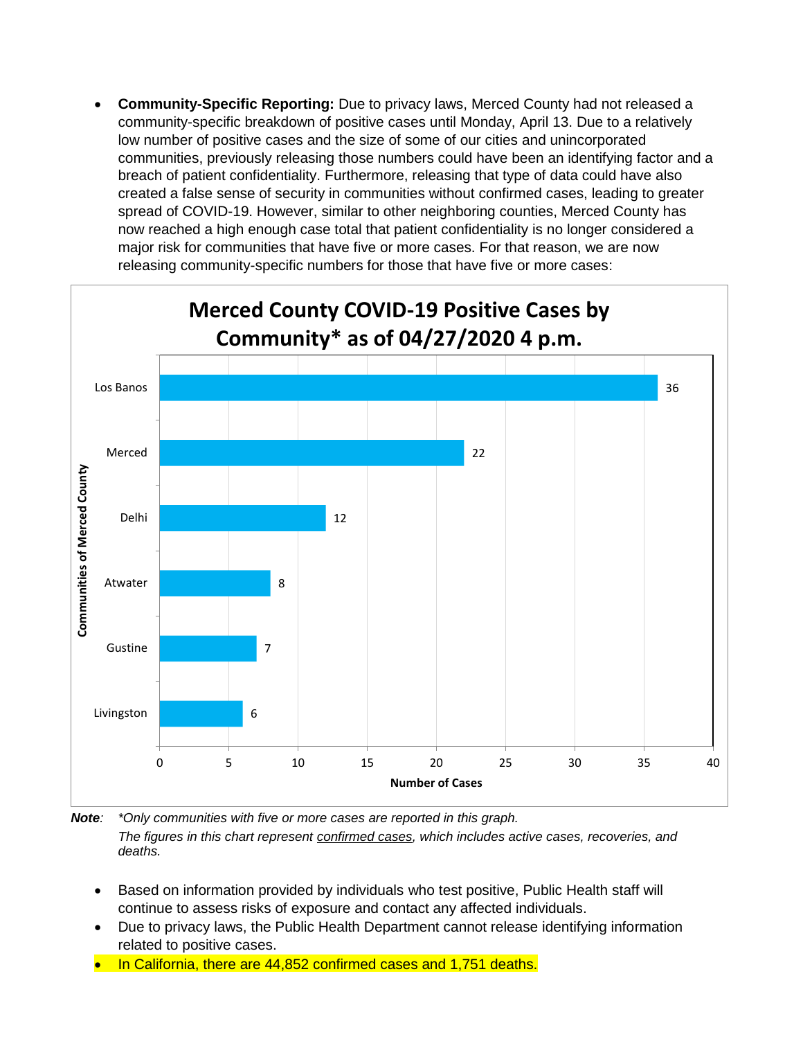- **Community-Specific Reporting:** Due to privacy laws, Merced County had not released a community-specific breakdown of positive cases until Monday, April 13. Due to a relatively low number of positive cases and the size of some of our cities and unincorporated communities, previously releasing those numbers could have been an identifying factor and a breach of patient confidentiality. Furthermore, releasing that type of data could have also created a false sense of security in communities without confirmed cases, leading to greater spread of COVID-19. However, similar to other neighboring counties, Merced County has now reached a high enough case total that patient confidentiality is no longer considered a major risk for communities that have five or more cases. For that reason, we are now releasing community-specific numbers for those that have five or more cases:

**Merced County COVID-19 Positive Cases by Community* as of 04/27/2020 4 p.m.**

| Communities of Merced County | Number of Cases |
|---|---|
| Los Banos | 36 |
| Merced | 22 |
| Delhi | 12 |
| Atwater | 8 |
| Gustine | 7 |
| Livingston | 6 |

***Note**:* *\*Only communities with five or more cases are reported in this graph.*
*The figures in this chart represent confirmed cases, which includes active cases, recoveries, and deaths.*

- Based on information provided by individuals who test positive, Public Health staff will continue to assess risks of exposure and contact any affected individuals.
- Due to privacy laws, the Public Health Department cannot release identifying information related to positive cases.
- In California, there are 44,852 confirmed cases and 1,751 deaths.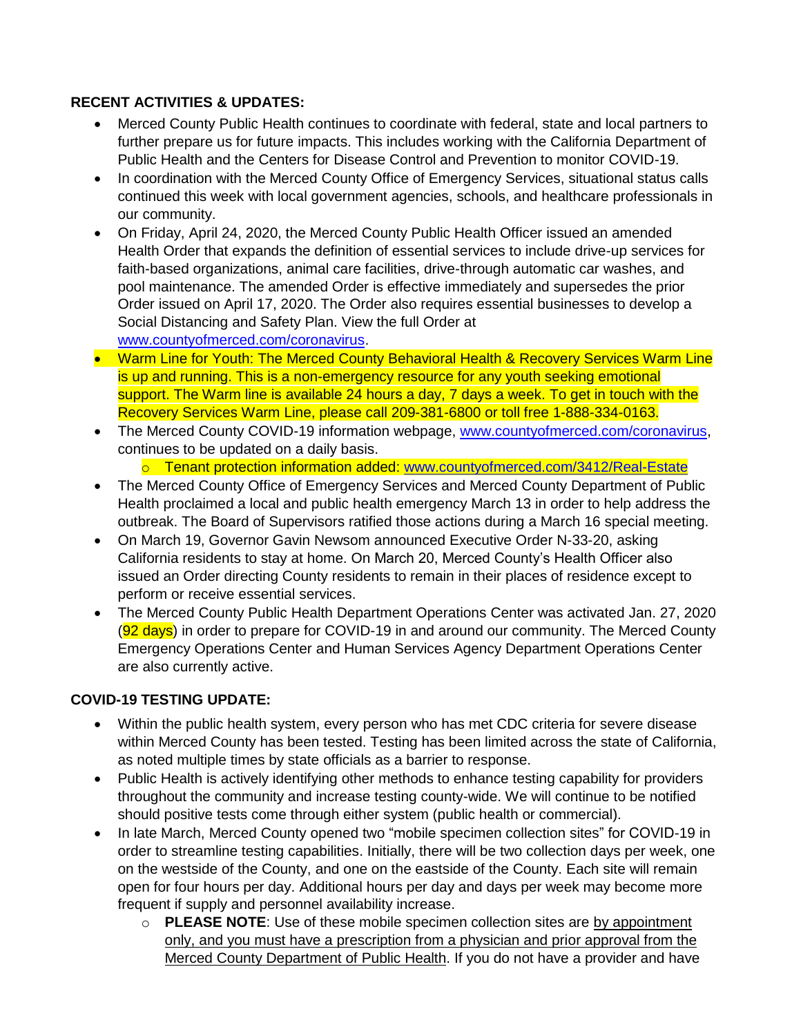**RECENT ACTIVITIES & UPDATES:**

- Merced County Public Health continues to coordinate with federal, state and local partners to further prepare us for future impacts. This includes working with the California Department of Public Health and the Centers for Disease Control and Prevention to monitor COVID-19.
- In coordination with the Merced County Office of Emergency Services, situational status calls continued this week with local government agencies, schools, and healthcare professionals in our community.
- On Friday, April 24, 2020, the Merced County Public Health Officer issued an amended Health Order that expands the definition of essential services to include drive-up services for faith-based organizations, animal care facilities, drive-through automatic car washes, and pool maintenance. The amended Order is effective immediately and supersedes the prior Order issued on April 17, 2020. The Order also requires essential businesses to develop a Social Distancing and Safety Plan. View the full Order at [www.countyofmerced.com/coronavirus](http://www.countyofmerced.com/coronavirus).
- Warm Line for Youth: The Merced County Behavioral Health & Recovery Services Warm Line is up and running. This is a non-emergency resource for any youth seeking emotional support. The Warm line is available 24 hours a day, 7 days a week. To get in touch with the Recovery Services Warm Line, please call 209-381-6800 or toll free 1-888-334-0163.
- The Merced County COVID-19 information webpage, [www.countyofmerced.com/coronavirus](http://www.countyofmerced.com/coronavirus), continues to be updated on a daily basis.
  - Tenant protection information added: [www.countyofmerced.com/3412/Real-Estate](http://www.countyofmerced.com/3412/Real-Estate)
- The Merced County Office of Emergency Services and Merced County Department of Public Health proclaimed a local and public health emergency March 13 in order to help address the outbreak. The Board of Supervisors ratified those actions during a March 16 special meeting.
- On March 19, Governor Gavin Newsom announced Executive Order N-33-20, asking California residents to stay at home. On March 20, Merced County's Health Officer also issued an Order directing County residents to remain in their places of residence except to perform or receive essential services.
- The Merced County Public Health Department Operations Center was activated Jan. 27, 2020 (92 days) in order to prepare for COVID-19 in and around our community. The Merced County Emergency Operations Center and Human Services Agency Department Operations Center are also currently active.

**COVID-19 TESTING UPDATE:**

- Within the public health system, every person who has met CDC criteria for severe disease within Merced County has been tested. Testing has been limited across the state of California, as noted multiple times by state officials as a barrier to response.
- Public Health is actively identifying other methods to enhance testing capability for providers throughout the community and increase testing county-wide. We will continue to be notified should positive tests come through either system (public health or commercial).
- In late March, Merced County opened two "mobile specimen collection sites" for COVID-19 in order to streamline testing capabilities. Initially, there will be two collection days per week, one on the westside of the County, and one on the eastside of the County. Each site will remain open for four hours per day. Additional hours per day and days per week may become more frequent if supply and personnel availability increase.
  - **PLEASE NOTE**: Use of these mobile specimen collection sites are by appointment only, and you must have a prescription from a physician and prior approval from the Merced County Department of Public Health. If you do not have a provider and have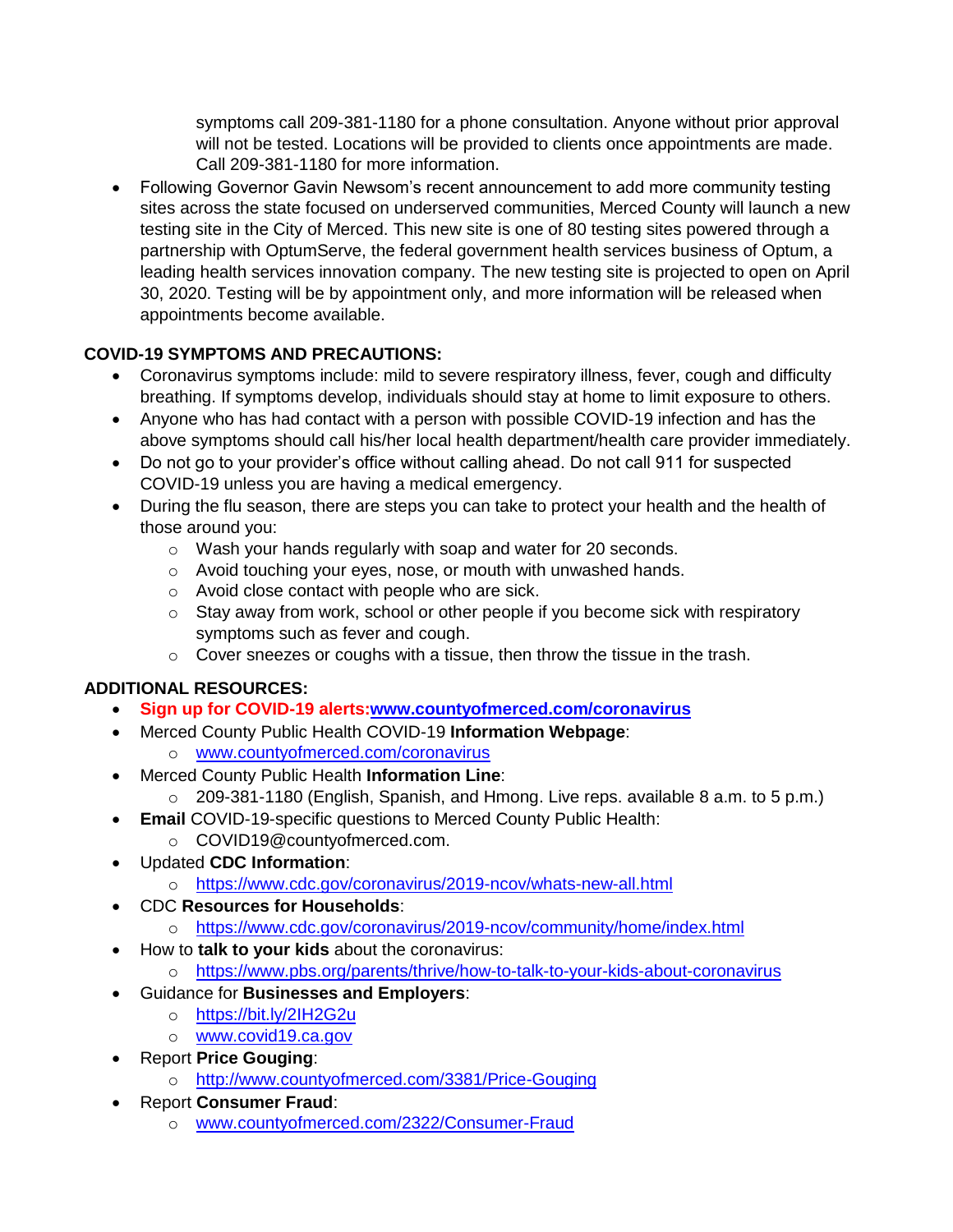symptoms call 209-381-1180 for a phone consultation. Anyone without prior approval will not be tested. Locations will be provided to clients once appointments are made. Call 209-381-1180 for more information.

- Following Governor Gavin Newsom's recent announcement to add more community testing sites across the state focused on underserved communities, Merced County will launch a new testing site in the City of Merced. This new site is one of 80 testing sites powered through a partnership with OptumServe, the federal government health services business of Optum, a leading health services innovation company. The new testing site is projected to open on April 30, 2020. Testing will be by appointment only, and more information will be released when appointments become available.

**COVID-19 SYMPTOMS AND PRECAUTIONS:**

- Coronavirus symptoms include: mild to severe respiratory illness, fever, cough and difficulty breathing. If symptoms develop, individuals should stay at home to limit exposure to others.
- Anyone who has had contact with a person with possible COVID-19 infection and has the above symptoms should call his/her local health department/health care provider immediately.
- Do not go to your provider's office without calling ahead. Do not call 911 for suspected COVID-19 unless you are having a medical emergency.
- During the flu season, there are steps you can take to protect your health and the health of those around you:
  - Wash your hands regularly with soap and water for 20 seconds.
  - Avoid touching your eyes, nose, or mouth with unwashed hands.
  - Avoid close contact with people who are sick.
  - Stay away from work, school or other people if you become sick with respiratory symptoms such as fever and cough.
  - Cover sneezes or coughs with a tissue, then throw the tissue in the trash.

**ADDITIONAL RESOURCES:**

- **Sign up for COVID-19 alerts:[www.countyofmerced.com/coronavirus](www.countyofmerced.com/coronavirus)**
- Merced County Public Health COVID-19 **Information Webpage**:
  - [www.countyofmerced.com/coronavirus](www.countyofmerced.com/coronavirus)
- Merced County Public Health **Information Line**:
  - 209-381-1180 (English, Spanish, and Hmong. Live reps. available 8 a.m. to 5 p.m.)
- **Email** COVID-19-specific questions to Merced County Public Health:
  - COVID19@countyofmerced.com.
- Updated **CDC Information**:
  - [https://www.cdc.gov/coronavirus/2019-ncov/whats-new-all.html](https://www.cdc.gov/coronavirus/2019-ncov/whats-new-all.html)
- CDC **Resources for Households**:
  - [https://www.cdc.gov/coronavirus/2019-ncov/community/home/index.html](https://www.cdc.gov/coronavirus/2019-ncov/community/home/index.html)
- How to **talk to your kids** about the coronavirus:
  - [https://www.pbs.org/parents/thrive/how-to-talk-to-your-kids-about-coronavirus](https://www.pbs.org/parents/thrive/how-to-talk-to-your-kids-about-coronavirus)
- Guidance for **Businesses and Employers**:
  - [https://bit.ly/2IH2G2u](https://bit.ly/2IH2G2u)
  - [www.covid19.ca.gov](www.covid19.ca.gov)
- Report **Price Gouging**:
  - [http://www.countyofmerced.com/3381/Price-Gouging](http://www.countyofmerced.com/3381/Price-Gouging)
- Report **Consumer Fraud**:
  - [www.countyofmerced.com/2322/Consumer-Fraud](www.countyofmerced.com/2322/Consumer-Fraud)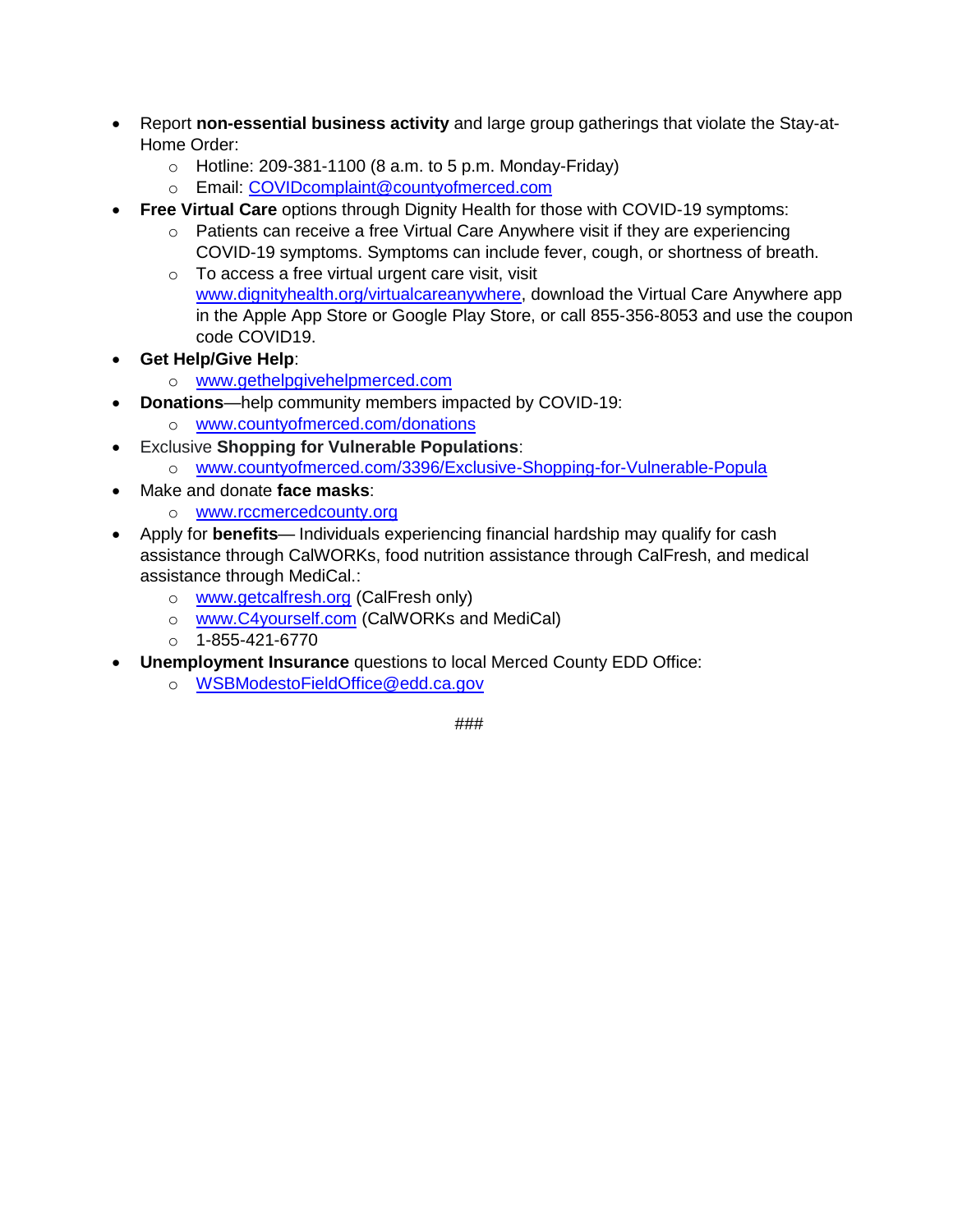- Report **non-essential business activity** and large group gatherings that violate the Stay-at-Home Order:
  - Hotline: 209-381-1100 (8 a.m. to 5 p.m. Monday-Friday)
  - Email: COVIDcomplaint@countyofmerced.com
- **Free Virtual Care** options through Dignity Health for those with COVID-19 symptoms:
  - Patients can receive a free Virtual Care Anywhere visit if they are experiencing COVID-19 symptoms. Symptoms can include fever, cough, or shortness of breath.
  - To access a free virtual urgent care visit, visit www.dignityhealth.org/virtualcareanywhere, download the Virtual Care Anywhere app in the Apple App Store or Google Play Store, or call 855-356-8053 and use the coupon code COVID19.
- **Get Help/Give Help**:
  - www.gethelpgivehelpmerced.com
- **Donations**—help community members impacted by COVID-19:
  - www.countyofmerced.com/donations
- Exclusive **Shopping for Vulnerable Populations**:
  - www.countyofmerced.com/3396/Exclusive-Shopping-for-Vulnerable-Popula
- Make and donate **face masks**:
  - www.rccmercedcounty.org
- Apply for **benefits**— Individuals experiencing financial hardship may qualify for cash assistance through CalWORKs, food nutrition assistance through CalFresh, and medical assistance through MediCal.:
  - www.getcalfresh.org (CalFresh only)
  - www.C4yourself.com (CalWORKs and MediCal)
  - 1-855-421-6770
- **Unemployment Insurance** questions to local Merced County EDD Office:
  - WSBModestoFieldOffice@edd.ca.gov

###